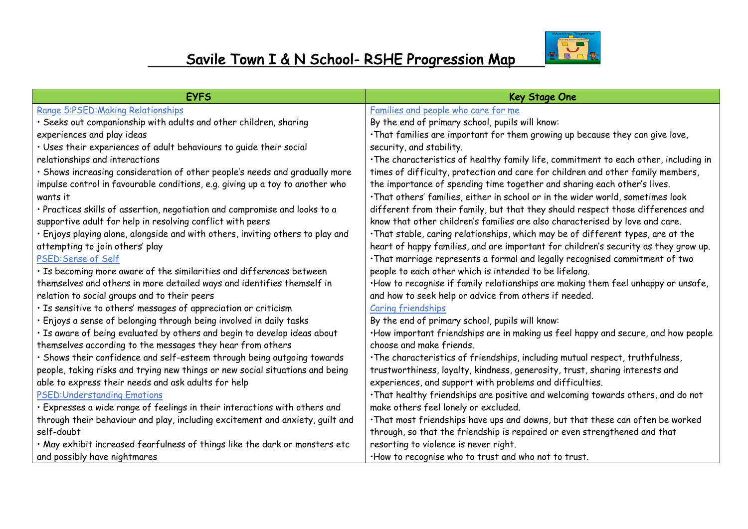# Savile Town I & N School- RSHE Progression Map

| EYFS | Key Stage One |
|---|---|
| Range 5:PSED:Making Relationships<br>• Seeks out companionship with adults and other children, sharing experiences and play ideas<br>• Uses their experiences of adult behaviours to guide their social relationships and interactions<br>• Shows increasing consideration of other people's needs and gradually more impulse control in favourable conditions, e.g. giving up a toy to another who wants it<br>• Practices skills of assertion, negotiation and compromise and looks to a supportive adult for help in resolving conflict with peers<br>• Enjoys playing alone, alongside and with others, inviting others to play and attempting to join others' play<br>PSED:Sense of Self<br>• Is becoming more aware of the similarities and differences between themselves and others in more detailed ways and identifies themself in relation to social groups and to their peers<br>• Is sensitive to others' messages of appreciation or criticism<br>• Enjoys a sense of belonging through being involved in daily tasks<br>• Is aware of being evaluated by others and begin to develop ideas about themselves according to the messages they hear from others<br>• Shows their confidence and self-esteem through being outgoing towards people, taking risks and trying new things or new social situations and being able to express their needs and ask adults for help<br>PSED:Understanding Emotions<br>• Expresses a wide range of feelings in their interactions with others and through their behaviour and play, including excitement and anxiety, guilt and self-doubt<br>• May exhibit increased fearfulness of things like the dark or monsters etc and possibly have nightmares | Families and people who care for me<br>By the end of primary school, pupils will know:<br>•That families are important for them growing up because they can give love, security, and stability.<br>•The characteristics of healthy family life, commitment to each other, including in times of difficulty, protection and care for children and other family members, the importance of spending time together and sharing each other's lives.<br>•That others' families, either in school or in the wider world, sometimes look different from their family, but that they should respect those differences and know that other children's families are also characterised by love and care.<br>•That stable, caring relationships, which may be of different types, are at the heart of happy families, and are important for children's security as they grow up.<br>•That marriage represents a formal and legally recognised commitment of two people to each other which is intended to be lifelong.<br>•How to recognise if family relationships are making them feel unhappy or unsafe, and how to seek help or advice from others if needed.<br>Caring friendships<br>By the end of primary school, pupils will know:<br>•How important friendships are in making us feel happy and secure, and how people choose and make friends.<br>•The characteristics of friendships, including mutual respect, truthfulness, trustworthiness, loyalty, kindness, generosity, trust, sharing interests and experiences, and support with problems and difficulties.<br>•That healthy friendships are positive and welcoming towards others, and do not make others feel lonely or excluded.<br>•That most friendships have ups and downs, but that these can often be worked through, so that the friendship is repaired or even strengthened and that resorting to violence is never right.<br>•How to recognise who to trust and who not to trust. |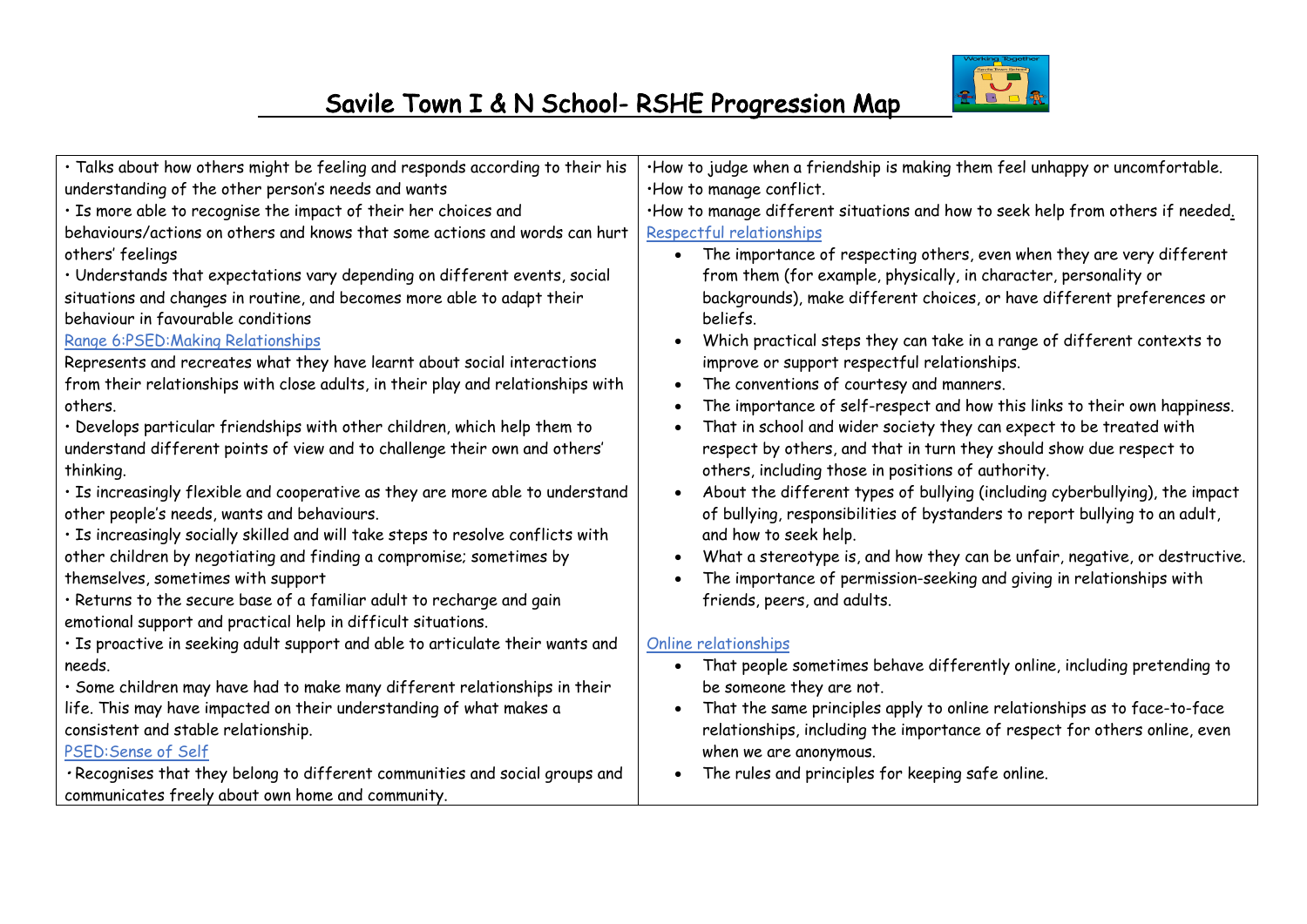# Savile Town I & N School- RSHE Progression Map

| | |
|---|---|
| • Talks about how others might be feeling and responds according to their his understanding of the other person's needs and wants<br>• Is more able to recognise the impact of their her choices and behaviours/actions on others and knows that some actions and words can hurt others' feelings<br>• Understands that expectations vary depending on different events, social situations and changes in routine, and becomes more able to adapt their behaviour in favourable conditions<br>Range 6:PSED:Making Relationships<br>Represents and recreates what they have learnt about social interactions from their relationships with close adults, in their play and relationships with others.<br>• Develops particular friendships with other children, which help them to understand different points of view and to challenge their own and others' thinking.<br>• Is increasingly flexible and cooperative as they are more able to understand other people's needs, wants and behaviours.<br>• Is increasingly socially skilled and will take steps to resolve conflicts with other children by negotiating and finding a compromise; sometimes by themselves, sometimes with support<br>• Returns to the secure base of a familiar adult to recharge and gain emotional support and practical help in difficult situations.<br>• Is proactive in seeking adult support and able to articulate their wants and needs.<br>• Some children may have had to make many different relationships in their life. This may have impacted on their understanding of what makes a consistent and stable relationship.<br>PSED:Sense of Self<br>• Recognises that they belong to different communities and social groups and communicates freely about own home and community. | •How to judge when a friendship is making them feel unhappy or uncomfortable.<br>•How to manage conflict.<br>•How to manage different situations and how to seek help from others if needed.<br>Respectful relationships<br>• The importance of respecting others, even when they are very different from them (for example, physically, in character, personality or backgrounds), make different choices, or have different preferences or beliefs.<br>• Which practical steps they can take in a range of different contexts to improve or support respectful relationships.<br>• The conventions of courtesy and manners.<br>• The importance of self-respect and how this links to their own happiness.<br>• That in school and wider society they can expect to be treated with respect by others, and that in turn they should show due respect to others, including those in positions of authority.<br>• About the different types of bullying (including cyberbullying), the impact of bullying, responsibilities of bystanders to report bullying to an adult, and how to seek help.<br>• What a stereotype is, and how they can be unfair, negative, or destructive.<br>• The importance of permission-seeking and giving in relationships with friends, peers, and adults.<br><br>Online relationships<br>• That people sometimes behave differently online, including pretending to be someone they are not.<br>• That the same principles apply to online relationships as to face-to-face relationships, including the importance of respect for others online, even when we are anonymous.<br>• The rules and principles for keeping safe online. |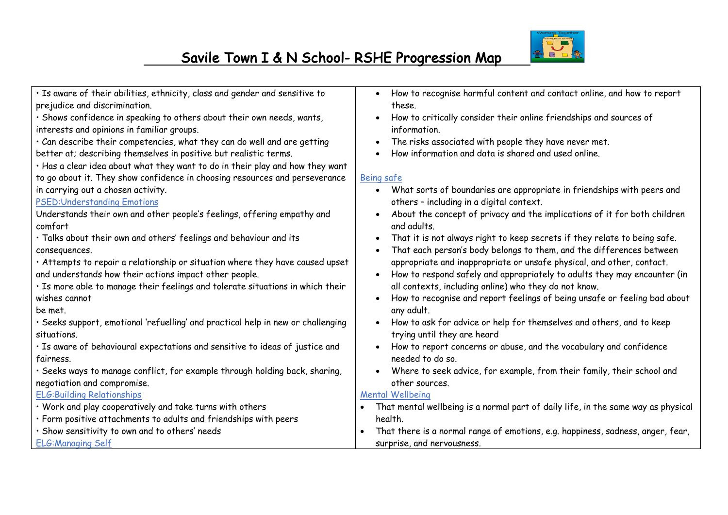# Savile Town I & N School- RSHE Progression Map

| | |
|---|---|
| • Is aware of their abilities, ethnicity, class and gender and sensitive to prejudice and discrimination.<br>• Shows confidence in speaking to others about their own needs, wants, interests and opinions in familiar groups.<br>• Can describe their competencies, what they can do well and are getting better at; describing themselves in positive but realistic terms.<br>• Has a clear idea about what they want to do in their play and how they want to go about it. They show confidence in choosing resources and perseverance in carrying out a chosen activity.<br>PSED:Understanding Emotions<br>Understands their own and other people's feelings, offering empathy and comfort<br>• Talks about their own and others' feelings and behaviour and its consequences.<br>• Attempts to repair a relationship or situation where they have caused upset and understands how their actions impact other people.<br>• Is more able to manage their feelings and tolerate situations in which their wishes cannot be met.<br>• Seeks support, emotional 'refuelling' and practical help in new or challenging situations.<br>• Is aware of behavioural expectations and sensitive to ideas of justice and fairness.<br>• Seeks ways to manage conflict, for example through holding back, sharing, negotiation and compromise.<br>ELG:Building Relationships<br>• Work and play cooperatively and take turns with others<br>• Form positive attachments to adults and friendships with peers<br>• Show sensitivity to own and to others' needs<br>ELG:Managing Self | • How to recognise harmful content and contact online, and how to report these.<br>• How to critically consider their online friendships and sources of information.<br>• The risks associated with people they have never met.<br>• How information and data is shared and used online.<br><br>Being safe<br>• What sorts of boundaries are appropriate in friendships with peers and others – including in a digital context.<br>• About the concept of privacy and the implications of it for both children and adults.<br>• That it is not always right to keep secrets if they relate to being safe.<br>• That each person's body belongs to them, and the differences between appropriate and inappropriate or unsafe physical, and other, contact.<br>• How to respond safely and appropriately to adults they may encounter (in all contexts, including online) who they do not know.<br>• How to recognise and report feelings of being unsafe or feeling bad about any adult.<br>• How to ask for advice or help for themselves and others, and to keep trying until they are heard<br>• How to report concerns or abuse, and the vocabulary and confidence needed to do so.<br>• Where to seek advice, for example, from their family, their school and other sources.<br>Mental Wellbeing<br>• That mental wellbeing is a normal part of daily life, in the same way as physical health.<br>• That there is a normal range of emotions, e.g. happiness, sadness, anger, fear, surprise, and nervousness. |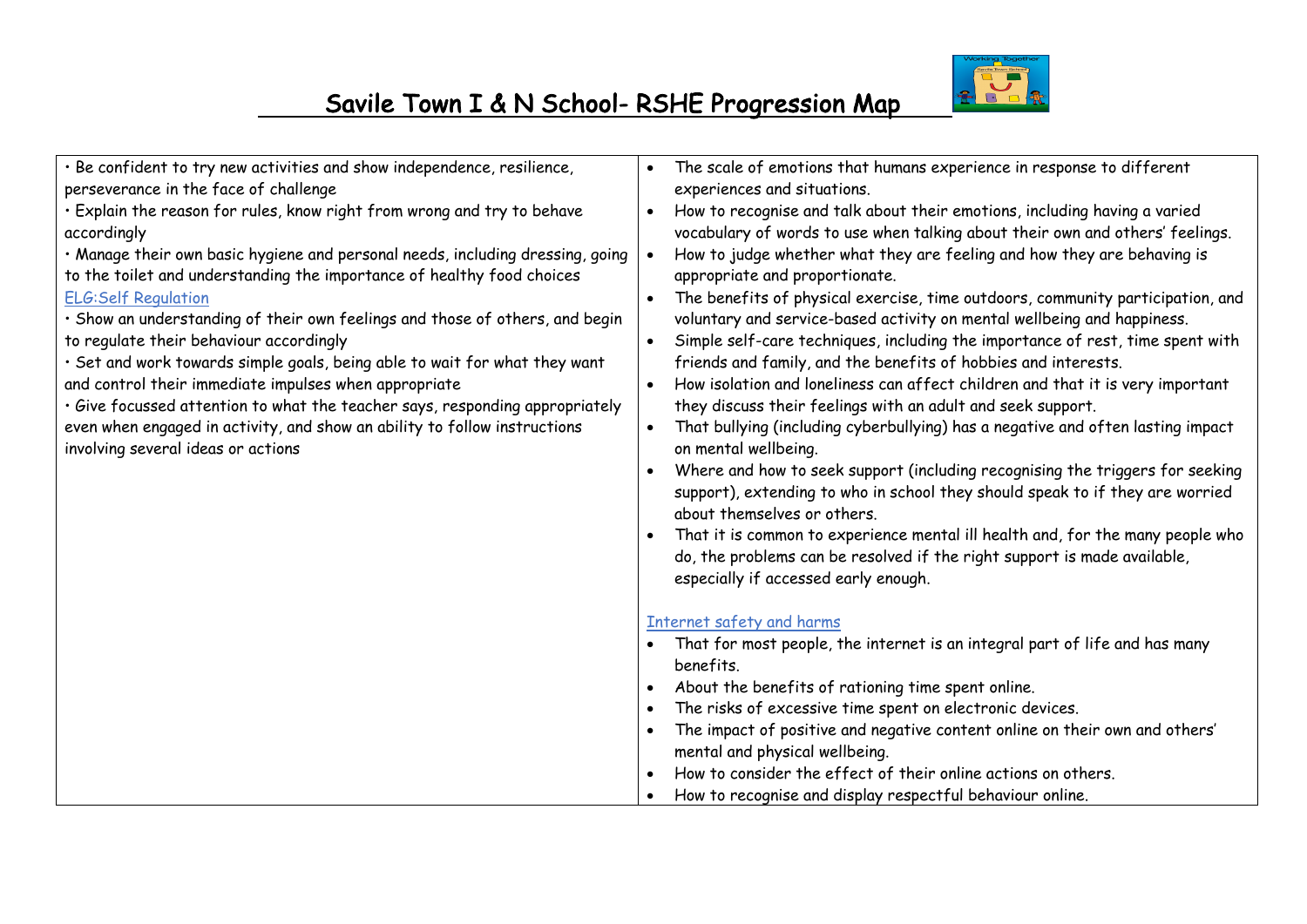# Savile Town I & N School- RSHE Progression Map

| | |
|---|---|
| • Be confident to try new activities and show independence, resilience, perseverance in the face of challenge<br>• Explain the reason for rules, know right from wrong and try to behave accordingly<br>• Manage their own basic hygiene and personal needs, including dressing, going to the toilet and understanding the importance of healthy food choices<br>ELG:Self Regulation<br>• Show an understanding of their own feelings and those of others, and begin to regulate their behaviour accordingly<br>• Set and work towards simple goals, being able to wait for what they want and control their immediate impulses when appropriate<br>• Give focussed attention to what the teacher says, responding appropriately even when engaged in activity, and show an ability to follow instructions involving several ideas or actions | • The scale of emotions that humans experience in response to different experiences and situations.<br>• How to recognise and talk about their emotions, including having a varied vocabulary of words to use when talking about their own and others' feelings.<br>• How to judge whether what they are feeling and how they are behaving is appropriate and proportionate.<br>• The benefits of physical exercise, time outdoors, community participation, and voluntary and service-based activity on mental wellbeing and happiness.<br>• Simple self-care techniques, including the importance of rest, time spent with friends and family, and the benefits of hobbies and interests.<br>• How isolation and loneliness can affect children and that it is very important they discuss their feelings with an adult and seek support.<br>• That bullying (including cyberbullying) has a negative and often lasting impact on mental wellbeing.<br>• Where and how to seek support (including recognising the triggers for seeking support), extending to who in school they should speak to if they are worried about themselves or others.<br>• That it is common to experience mental ill health and, for the many people who do, the problems can be resolved if the right support is made available, especially if accessed early enough.<br><br>Internet safety and harms<br>• That for most people, the internet is an integral part of life and has many benefits.<br>• About the benefits of rationing time spent online.<br>• The risks of excessive time spent on electronic devices.<br>• The impact of positive and negative content online on their own and others' mental and physical wellbeing.<br>• How to consider the effect of their online actions on others.<br>• How to recognise and display respectful behaviour online. |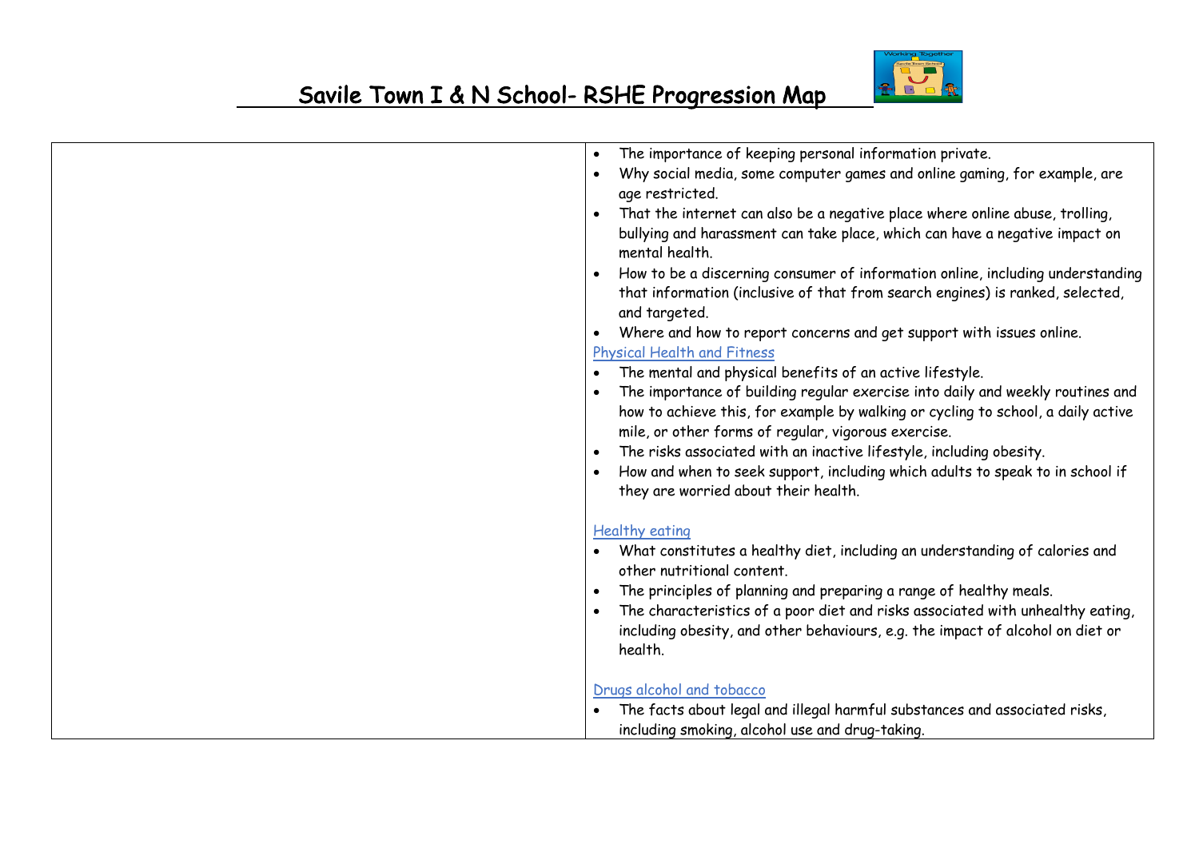# Savile Town I & N School- RSHE Progression Map

| | |
|---|---|
| | • The importance of keeping personal information private.<br>• Why social media, some computer games and online gaming, for example, are age restricted.<br>• That the internet can also be a negative place where online abuse, trolling, bullying and harassment can take place, which can have a negative impact on mental health.<br>• How to be a discerning consumer of information online, including understanding that information (inclusive of that from search engines) is ranked, selected, and targeted.<br>• Where and how to report concerns and get support with issues online.<br>Physical Health and Fitness<br>• The mental and physical benefits of an active lifestyle.<br>• The importance of building regular exercise into daily and weekly routines and how to achieve this, for example by walking or cycling to school, a daily active mile, or other forms of regular, vigorous exercise.<br>• The risks associated with an inactive lifestyle, including obesity.<br>• How and when to seek support, including which adults to speak to in school if they are worried about their health.<br><br>Healthy eating<br>• What constitutes a healthy diet, including an understanding of calories and other nutritional content.<br>• The principles of planning and preparing a range of healthy meals.<br>• The characteristics of a poor diet and risks associated with unhealthy eating, including obesity, and other behaviours, e.g. the impact of alcohol on diet or health.<br><br>Drugs alcohol and tobacco<br>• The facts about legal and illegal harmful substances and associated risks, including smoking, alcohol use and drug-taking. |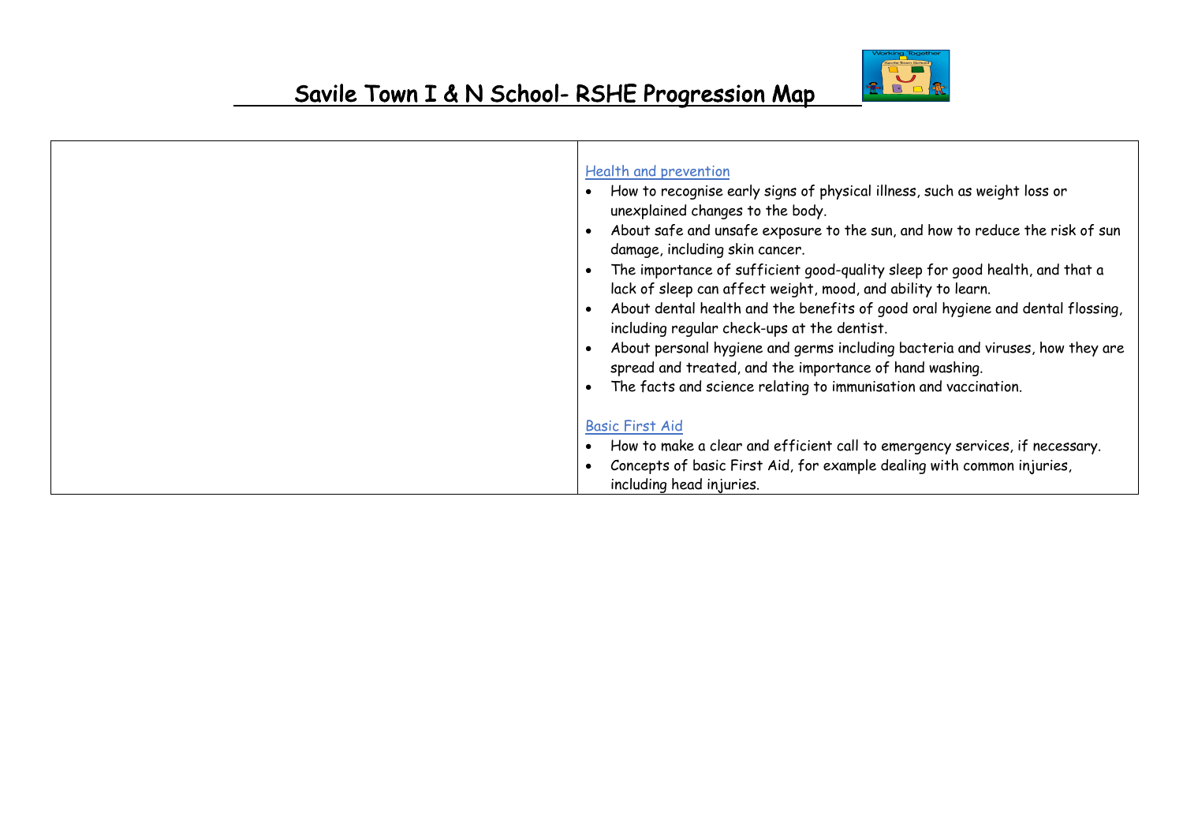# Savile Town I & N School- RSHE Progression Map

| | |
|---|---|
| | Health and prevention<br>• How to recognise early signs of physical illness, such as weight loss or unexplained changes to the body.<br>• About safe and unsafe exposure to the sun, and how to reduce the risk of sun damage, including skin cancer.<br>• The importance of sufficient good-quality sleep for good health, and that a lack of sleep can affect weight, mood, and ability to learn.<br>• About dental health and the benefits of good oral hygiene and dental flossing, including regular check-ups at the dentist.<br>• About personal hygiene and germs including bacteria and viruses, how they are spread and treated, and the importance of hand washing.<br>• The facts and science relating to immunisation and vaccination.<br><br>Basic First Aid<br>• How to make a clear and efficient call to emergency services, if necessary.<br>• Concepts of basic First Aid, for example dealing with common injuries, including head injuries. |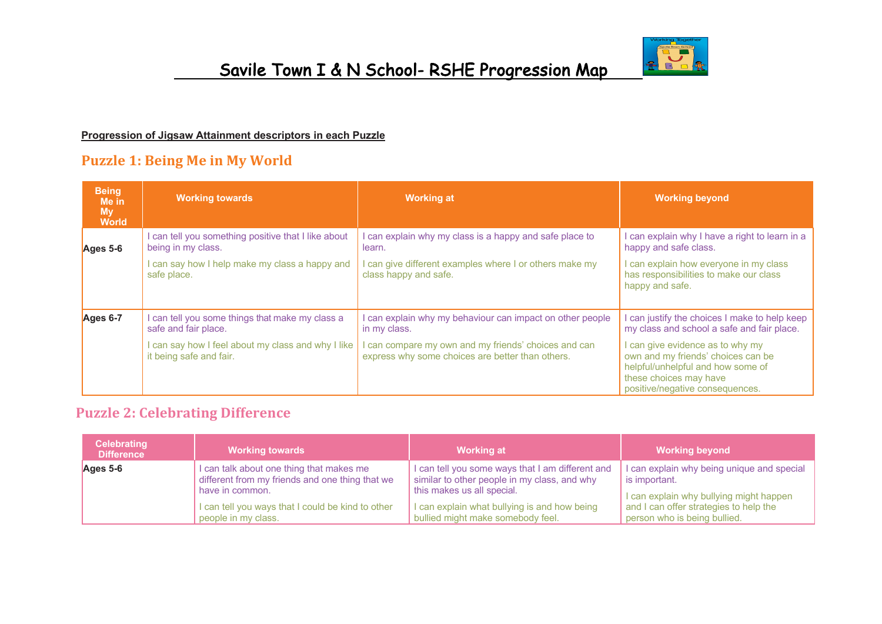# Savile Town I & N School- RSHE Progression Map

**Progression of Jigsaw Attainment descriptors in each Puzzle**

## Puzzle 1: Being Me in My World

| Being Me in My World | Working towards | Working at | Working beyond |
|---|---|---|---|
| **Ages 5-6** | I can tell you something positive that I like about being in my class.<br><br>I can say how I help make my class a happy and safe place. | I can explain why my class is a happy and safe place to learn.<br><br>I can give different examples where I or others make my class happy and safe. | I can explain why I have a right to learn in a happy and safe class.<br><br>I can explain how everyone in my class has responsibilities to make our class happy and safe. |
| **Ages 6-7** | I can tell you some things that make my class a safe and fair place.<br><br>I can say how I feel about my class and why I like it being safe and fair. | I can explain why my behaviour can impact on other people in my class.<br><br>I can compare my own and my friends' choices and can express why some choices are better than others. | I can justify the choices I make to help keep my class and school a safe and fair place.<br><br>I can give evidence as to why my own and my friends' choices can be helpful/unhelpful and how some of these choices may have positive/negative consequences. |

## Puzzle 2: Celebrating Difference

| Celebrating Difference | Working towards | Working at | Working beyond |
|---|---|---|---|
| **Ages 5-6** | I can talk about one thing that makes me different from my friends and one thing that we have in common.<br><br>I can tell you ways that I could be kind to other people in my class. | I can tell you some ways that I am different and similar to other people in my class, and why this makes us all special.<br><br>I can explain what bullying is and how being bullied might make somebody feel. | I can explain why being unique and special is important.<br><br>I can explain why bullying might happen and I can offer strategies to help the person who is being bullied. |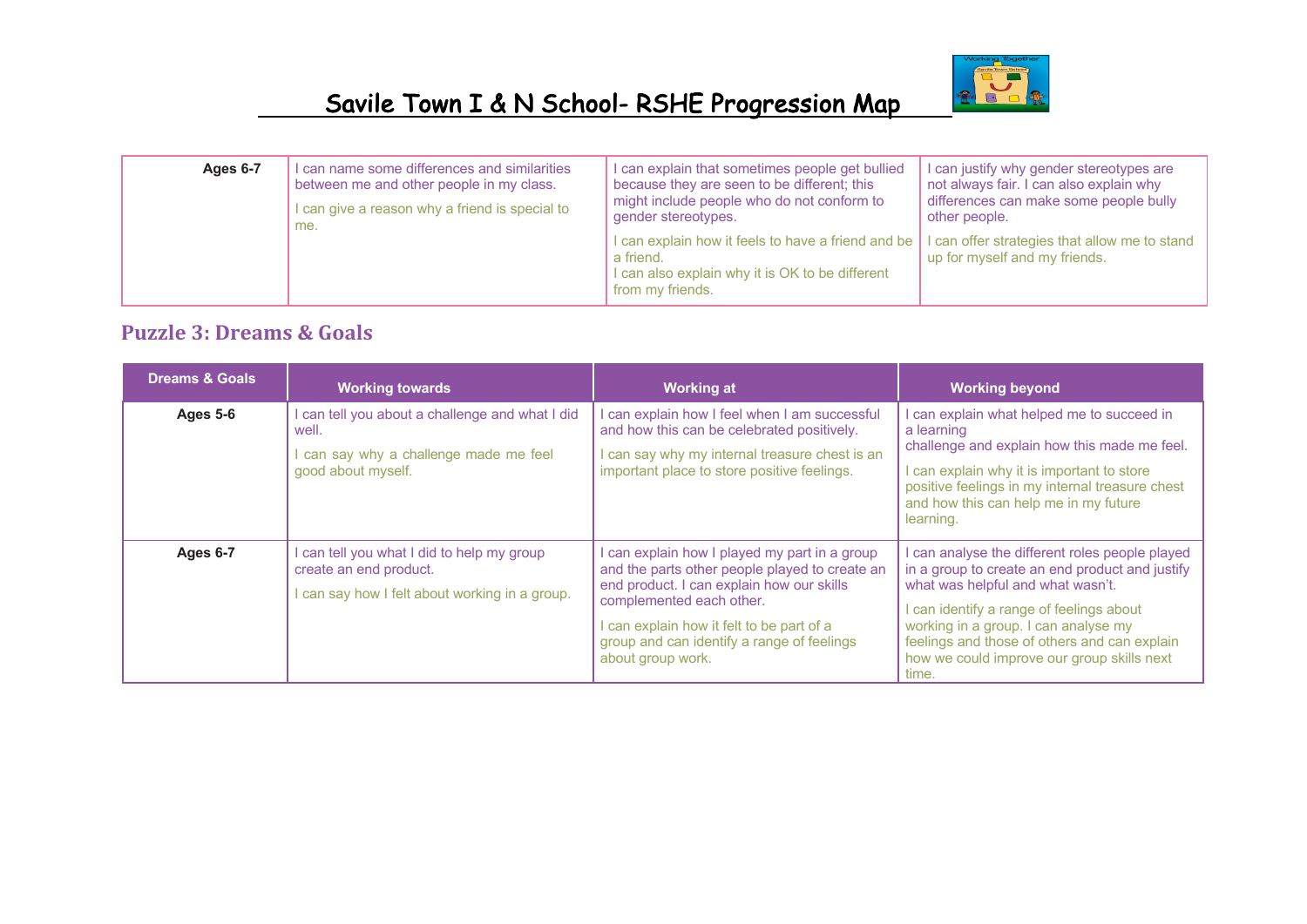# Savile Town I & N School- RSHE Progression Map

| | | | |
|---|---|---|---|
| **Ages 6-7** | I can name some differences and similarities between me and other people in my class.<br>I can give a reason why a friend is special to me. | I can explain that sometimes people get bullied because they are seen to be different; this might include people who do not conform to gender stereotypes.<br>I can explain how it feels to have a friend and be a friend.<br>I can also explain why it is OK to be different from my friends. | I can justify why gender stereotypes are not always fair. I can also explain why differences can make some people bully other people.<br>I can offer strategies that allow me to stand up for myself and my friends. |

## Puzzle 3: Dreams & Goals

| Dreams & Goals | Working towards | Working at | Working beyond |
|---|---|---|---|
| **Ages 5-6** | I can tell you about a challenge and what I did well.<br>I can say why a challenge made me feel good about myself. | I can explain how I feel when I am successful and how this can be celebrated positively.<br>I can say why my internal treasure chest is an important place to store positive feelings. | I can explain what helped me to succeed in a learning challenge and explain how this made me feel.<br>I can explain why it is important to store positive feelings in my internal treasure chest and how this can help me in my future learning. |
| **Ages 6-7** | I can tell you what I did to help my group create an end product.<br>I can say how I felt about working in a group. | I can explain how I played my part in a group and the parts other people played to create an end product. I can explain how our skills complemented each other.<br>I can explain how it felt to be part of a group and can identify a range of feelings about group work. | I can analyse the different roles people played in a group to create an end product and justify what was helpful and what wasn't.<br>I can identify a range of feelings about working in a group. I can analyse my feelings and those of others and can explain how we could improve our group skills next time. |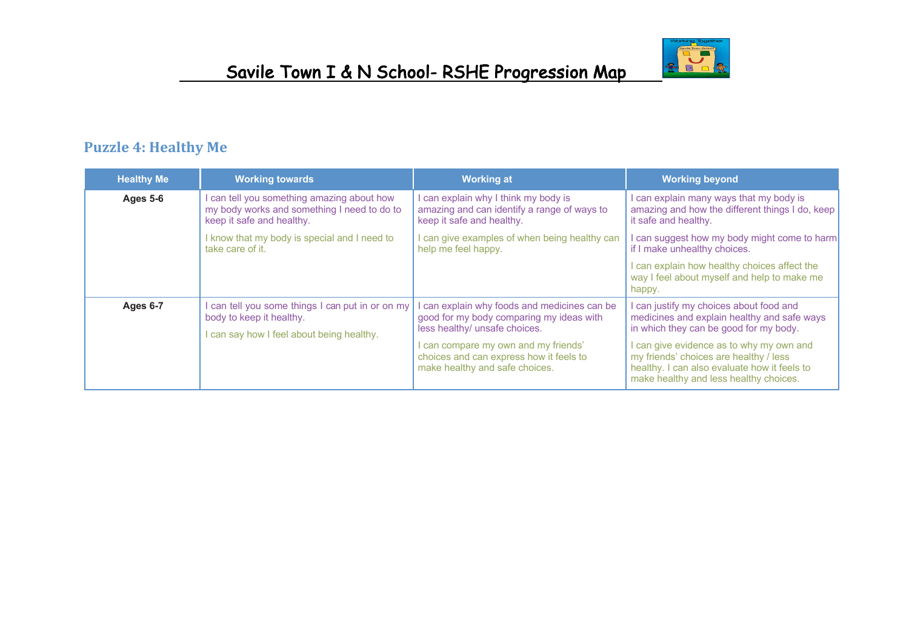# Savile Town I & N School- RSHE Progression Map

## Puzzle 4: Healthy Me

| Healthy Me | Working towards | Working at | Working beyond |
|---|---|---|---|
| **Ages 5-6** | I can tell you something amazing about how my body works and something I need to do to keep it safe and healthy.<br><br>I know that my body is special and I need to take care of it. | I can explain why I think my body is amazing and can identify a range of ways to keep it safe and healthy.<br><br>I can give examples of when being healthy can help me feel happy. | I can explain many ways that my body is amazing and how the different things I do, keep it safe and healthy.<br><br>I can suggest how my body might come to harm if I make unhealthy choices.<br><br>I can explain how healthy choices affect the way I feel about myself and help to make me happy. |
| **Ages 6-7** | I can tell you some things I can put in or on my body to keep it healthy.<br><br>I can say how I feel about being healthy. | I can explain why foods and medicines can be good for my body comparing my ideas with less healthy/ unsafe choices.<br><br>I can compare my own and my friends' choices and can express how it feels to make healthy and safe choices. | I can justify my choices about food and medicines and explain healthy and safe ways in which they can be good for my body.<br><br>I can give evidence as to why my own and my friends' choices are healthy / less healthy. I can also evaluate how it feels to make healthy and less healthy choices. |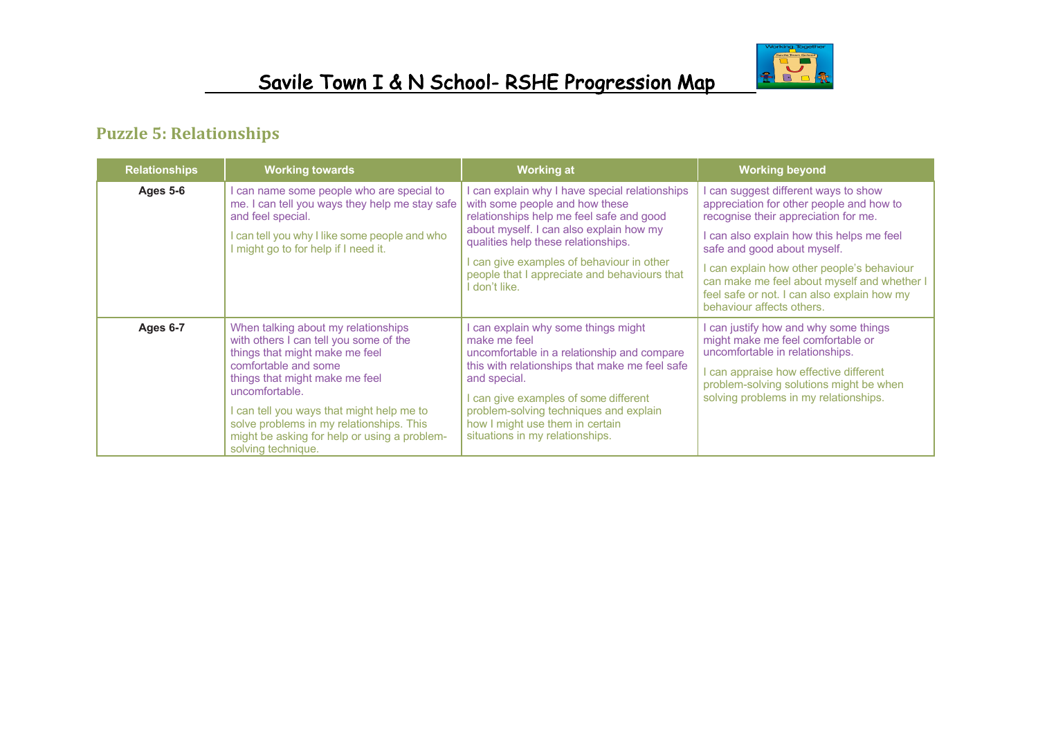# Savile Town I & N School- RSHE Progression Map

## Puzzle 5: Relationships

| Relationships | Working towards | Working at | Working beyond |
|---|---|---|---|
| **Ages 5-6** | I can name some people who are special to me. I can tell you ways they help me stay safe and feel special.<br><br>I can tell you why I like some people and who I might go to for help if I need it. | I can explain why I have special relationships with some people and how these relationships help me feel safe and good about myself. I can also explain how my qualities help these relationships.<br><br>I can give examples of behaviour in other people that I appreciate and behaviours that I don't like. | I can suggest different ways to show appreciation for other people and how to recognise their appreciation for me.<br><br>I can also explain how this helps me feel safe and good about myself.<br><br>I can explain how other people's behaviour can make me feel about myself and whether I feel safe or not. I can also explain how my behaviour affects others. |
| **Ages 6-7** | When talking about my relationships with others I can tell you some of the things that might make me feel comfortable and some things that might make me feel uncomfortable.<br><br>I can tell you ways that might help me to solve problems in my relationships. This might be asking for help or using a problem-solving technique. | I can explain why some things might make me feel uncomfortable in a relationship and compare this with relationships that make me feel safe and special.<br><br>I can give examples of some different problem-solving techniques and explain how I might use them in certain situations in my relationships. | I can justify how and why some things might make me feel comfortable or uncomfortable in relationships.<br><br>I can appraise how effective different problem-solving solutions might be when solving problems in my relationships. |